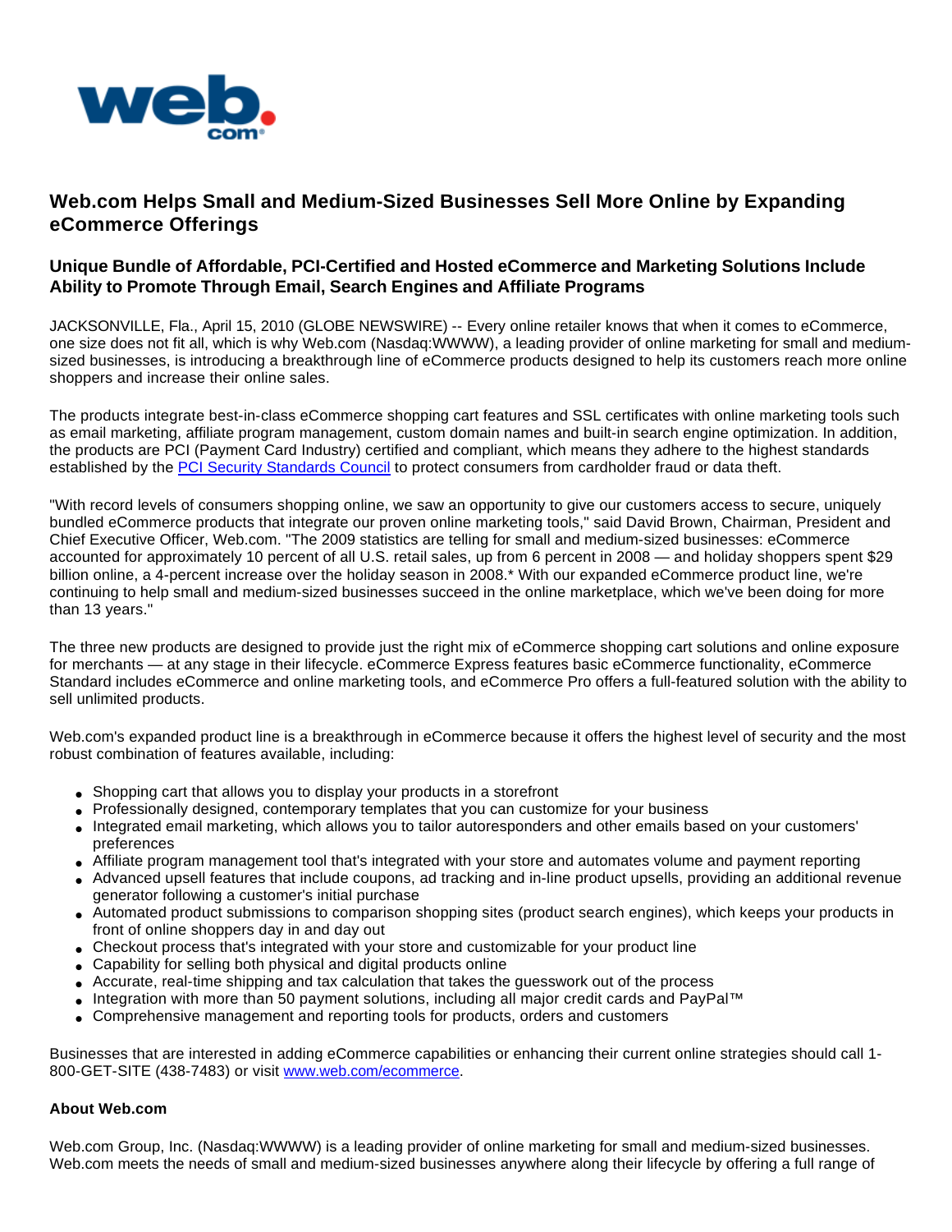# Web.com Helps Small and Medium-Sized Businesses Sell More Online by Expanding eCommerce Offerings

## Unique Bundle of Affordable, PCI-Certified and Hosted eCommerce and Marketing Solutions Include Ability to Promote Through Email, Search Engines and Affiliate Programs

JACKSONVILLE, Fla., April 15, 2010 (GLOBE NEWSWIRE) -- Every online retailer knows that when it comes to eCommerce, one size does not fit all, which is why Web.com (Nasdaq:WWWW), a leading provider of online marketing for small and medium-sized businesses, is introducing a breakthrough line of eCommerce products designed to help its customers reach more online shoppers and increase their online sales.

The products integrate best-in-class eCommerce shopping cart features and SSL certificates with online marketing tools such as email marketing, affiliate program management, custom domain names and built-in search engine optimization. In addition, the products are PCI (Payment Card Industry) certified and compliant, which means they adhere to the highest standards established by the PCI Security Standards Council to protect consumers from cardholder fraud or data theft.

"With record levels of consumers shopping online, we saw an opportunity to give our customers access to secure, uniquely bundled eCommerce products that integrate our proven online marketing tools," said David Brown, Chairman, President and Chief Executive Officer, Web.com. "The 2009 statistics are telling for small and medium-sized businesses: eCommerce accounted for approximately 10 percent of all U.S. retail sales, up from 6 percent in 2008 — and holiday shoppers spent $29 billion online, a 4-percent increase over the holiday season in 2008.* With our expanded eCommerce product line, we're continuing to help small and medium-sized businesses succeed in the online marketplace, which we've been doing for more than 13 years."

The three new products are designed to provide just the right mix of eCommerce shopping cart solutions and online exposure for merchants — at any stage in their lifecycle. eCommerce Express features basic eCommerce functionality, eCommerce Standard includes eCommerce and online marketing tools, and eCommerce Pro offers a full-featured solution with the ability to sell unlimited products.

Web.com's expanded product line is a breakthrough in eCommerce because it offers the highest level of security and the most robust combination of features available, including:

- Shopping cart that allows you to display your products in a storefront
- Professionally designed, contemporary templates that you can customize for your business
- Integrated email marketing, which allows you to tailor autoresponders and other emails based on your customers' preferences
- Affiliate program management tool that's integrated with your store and automates volume and payment reporting
- Advanced upsell features that include coupons, ad tracking and in-line product upsells, providing an additional revenue generator following a customer's initial purchase
- Automated product submissions to comparison shopping sites (product search engines), which keeps your products in front of online shoppers day in and day out
- Checkout process that's integrated with your store and customizable for your product line
- Capability for selling both physical and digital products online
- Accurate, real-time shipping and tax calculation that takes the guesswork out of the process
- Integration with more than 50 payment solutions, including all major credit cards and PayPal™
- Comprehensive management and reporting tools for products, orders and customers

Businesses that are interested in adding eCommerce capabilities or enhancing their current online strategies should call 1-800-GET-SITE (438-7483) or visit www.web.com/ecommerce.

**About Web.com**

Web.com Group, Inc. (Nasdaq:WWWW) is a leading provider of online marketing for small and medium-sized businesses. Web.com meets the needs of small and medium-sized businesses anywhere along their lifecycle by offering a full range of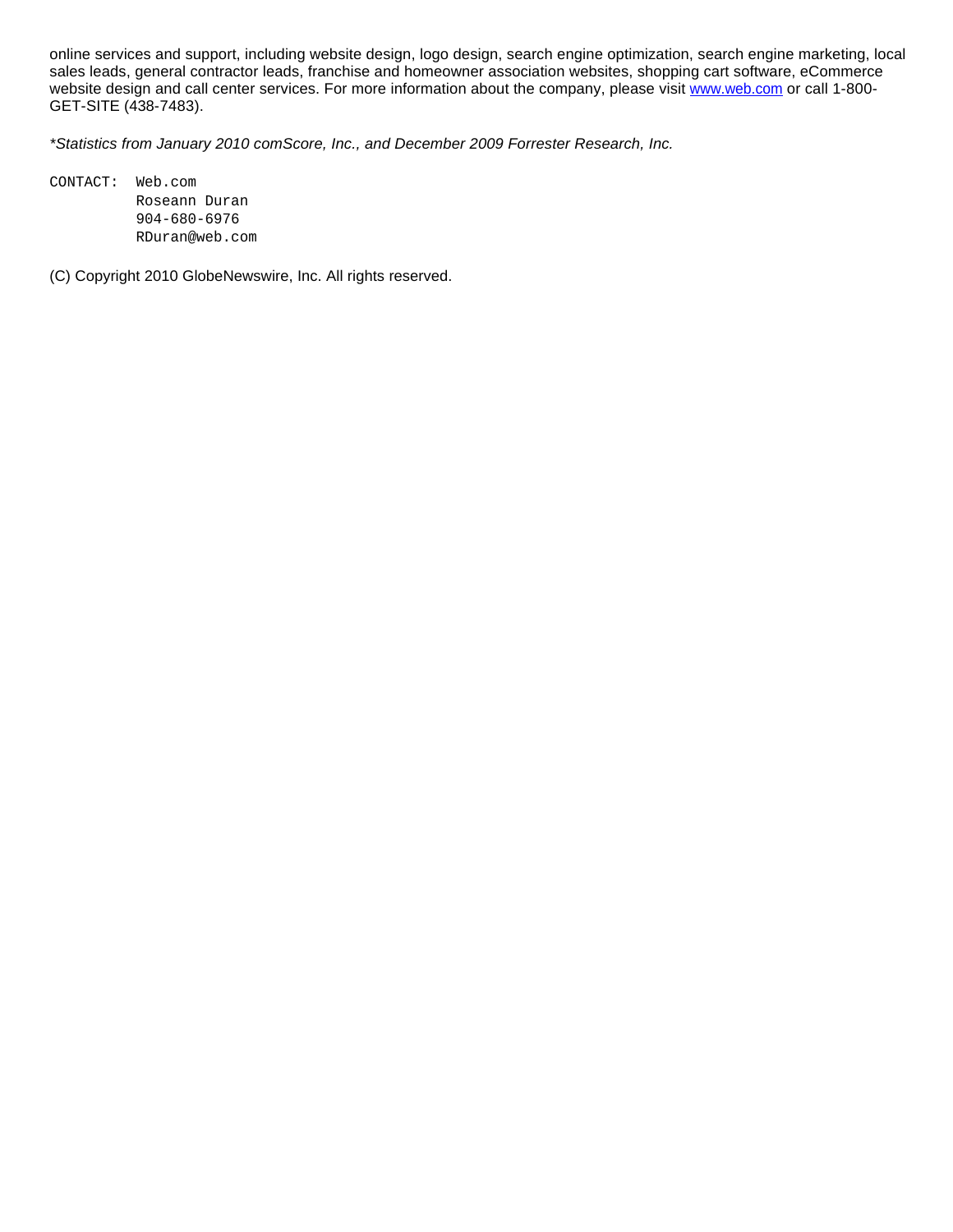online services and support, including website design, logo design, search engine optimization, search engine marketing, local sales leads, general contractor leads, franchise and homeowner association websites, shopping cart software, eCommerce website design and call center services. For more information about the company, please visit [www.web.com](http://www.web.com) or call 1-800-GET-SITE (438-7483).

*\*Statistics from January 2010 comScore, Inc., and December 2009 Forrester Research, Inc.*

```
CONTACT:  Web.com
          Roseann Duran
          904-680-6976
          RDuran@web.com
```

(C) Copyright 2010 GlobeNewswire, Inc. All rights reserved.